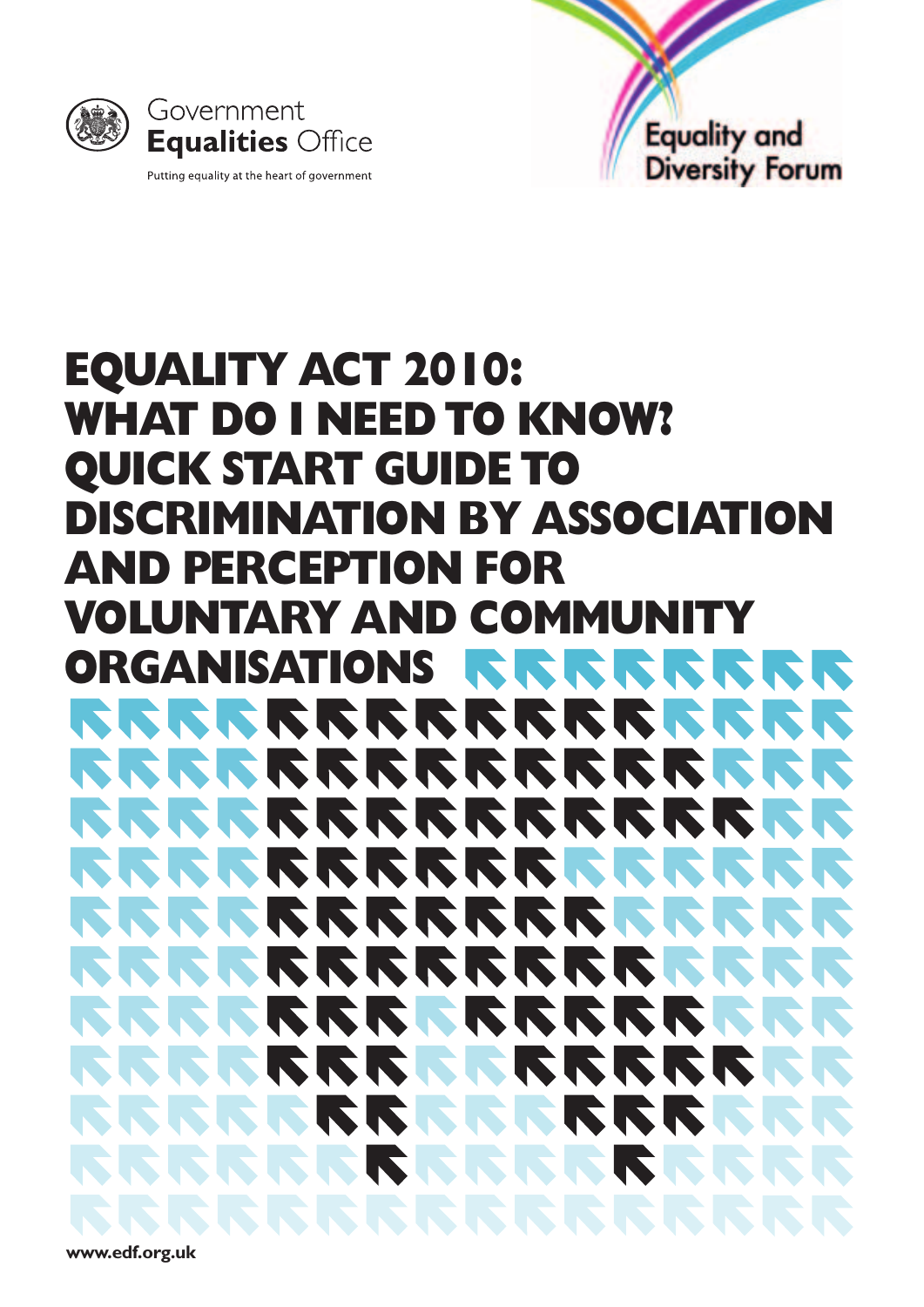Government
**Equalities** Office

Putting equality at the heart of government

Equality and
Diversity Forum

# EQUALITY ACT 2010: WHAT DO I NEED TO KNOW? QUICK START GUIDE TO DISCRIMINATION BY ASSOCIATION AND PERCEPTION FOR VOLUNTARY AND COMMUNITY ORGANISATIONS

**www.edf.org.uk**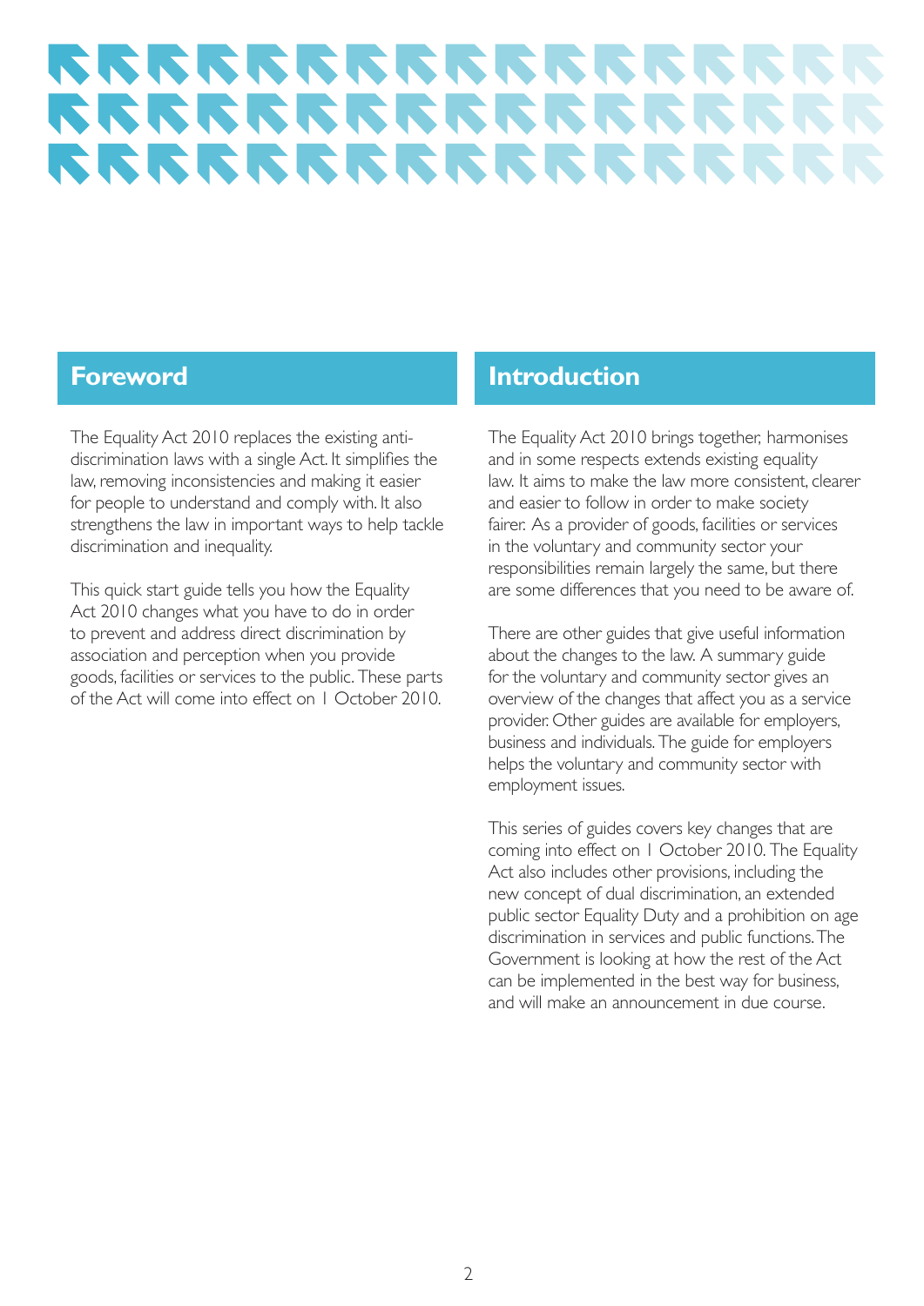## Foreword

The Equality Act 2010 replaces the existing anti-discrimination laws with a single Act. It simplifies the law, removing inconsistencies and making it easier for people to understand and comply with. It also strengthens the law in important ways to help tackle discrimination and inequality.

This quick start guide tells you how the Equality Act 2010 changes what you have to do in order to prevent and address direct discrimination by association and perception when you provide goods, facilities or services to the public. These parts of the Act will come into effect on 1 October 2010.

## Introduction

The Equality Act 2010 brings together, harmonises and in some respects extends existing equality law. It aims to make the law more consistent, clearer and easier to follow in order to make society fairer. As a provider of goods, facilities or services in the voluntary and community sector your responsibilities remain largely the same, but there are some differences that you need to be aware of.

There are other guides that give useful information about the changes to the law. A summary guide for the voluntary and community sector gives an overview of the changes that affect you as a service provider. Other guides are available for employers, business and individuals. The guide for employers helps the voluntary and community sector with employment issues.

This series of guides covers key changes that are coming into effect on 1 October 2010. The Equality Act also includes other provisions, including the new concept of dual discrimination, an extended public sector Equality Duty and a prohibition on age discrimination in services and public functions. The Government is looking at how the rest of the Act can be implemented in the best way for business, and will make an announcement in due course.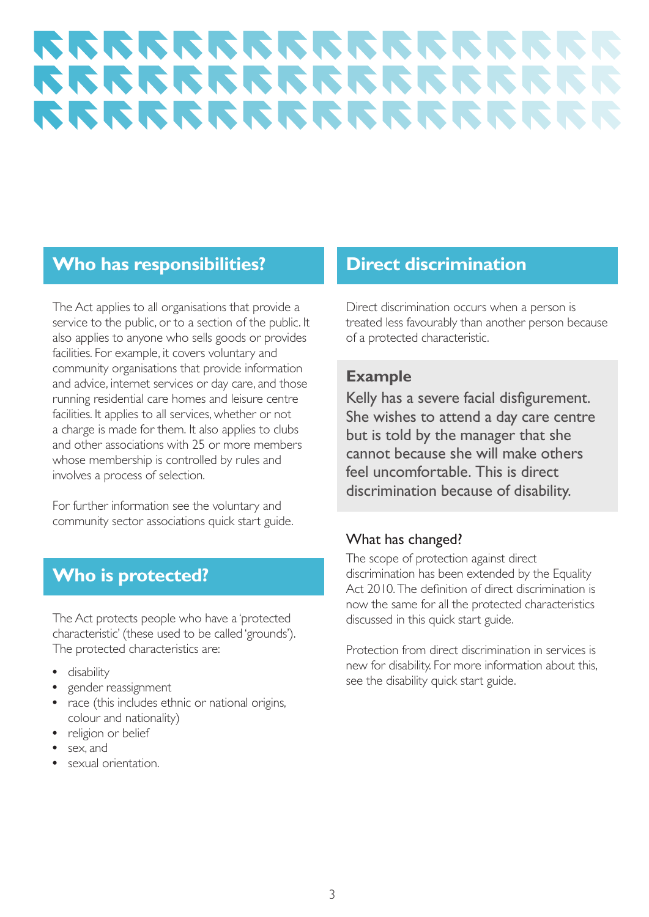## Who has responsibilities?

The Act applies to all organisations that provide a service to the public, or to a section of the public. It also applies to anyone who sells goods or provides facilities. For example, it covers voluntary and community organisations that provide information and advice, internet services or day care, and those running residential care homes and leisure centre facilities. It applies to all services, whether or not a charge is made for them. It also applies to clubs and other associations with 25 or more members whose membership is controlled by rules and involves a process of selection.

For further information see the voluntary and community sector associations quick start guide.

## Who is protected?

The Act protects people who have a 'protected characteristic' (these used to be called 'grounds'). The protected characteristics are:

- disability
- gender reassignment
- race (this includes ethnic or national origins, colour and nationality)
- religion or belief
- sex, and
- sexual orientation.

## Direct discrimination

Direct discrimination occurs when a person is treated less favourably than another person because of a protected characteristic.

### Example

Kelly has a severe facial disfigurement. She wishes to attend a day care centre but is told by the manager that she cannot because she will make others feel uncomfortable. This is direct discrimination because of disability.

### What has changed?

The scope of protection against direct discrimination has been extended by the Equality Act 2010. The definition of direct discrimination is now the same for all the protected characteristics discussed in this quick start guide.

Protection from direct discrimination in services is new for disability. For more information about this, see the disability quick start guide.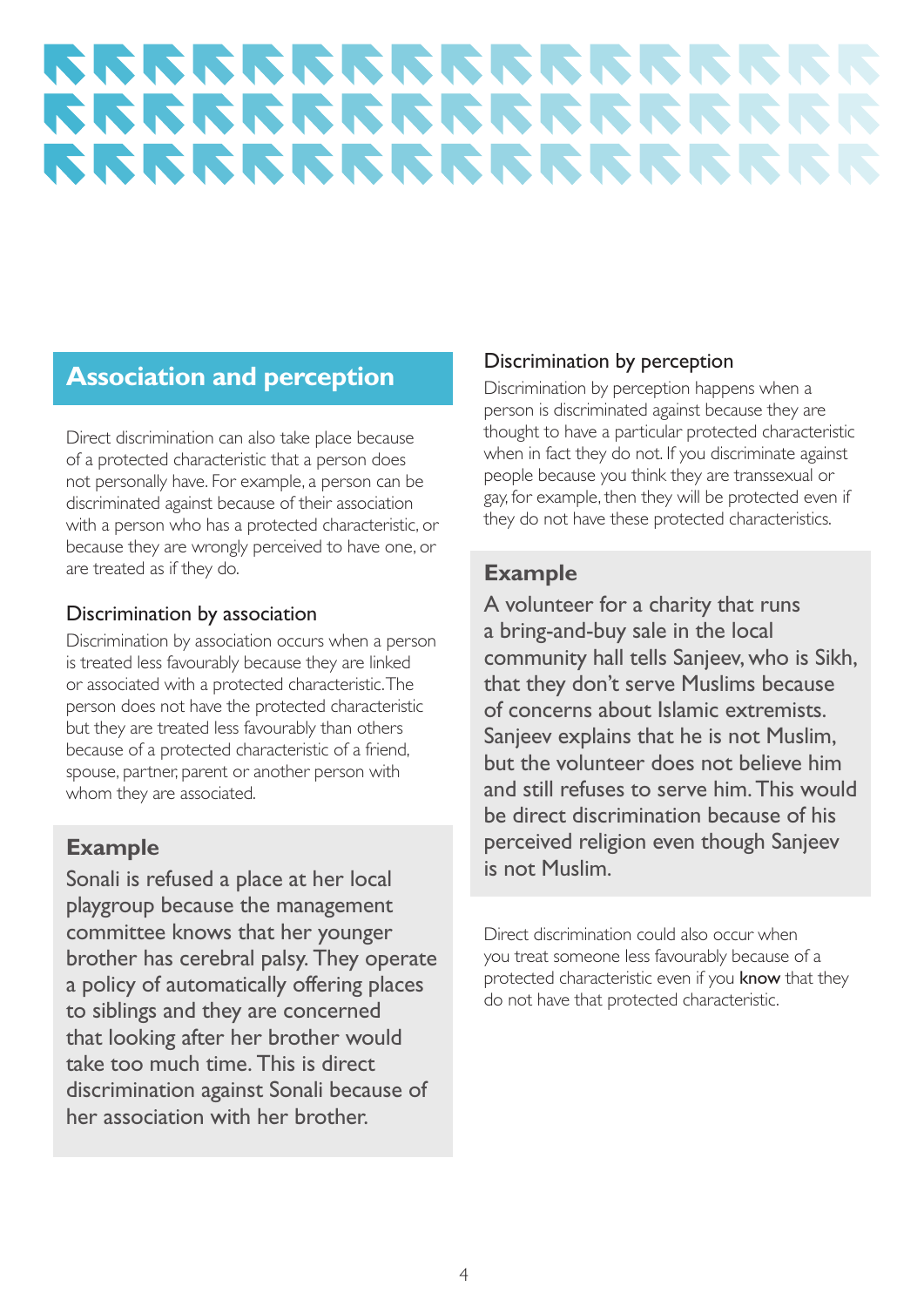## Association and perception

Direct discrimination can also take place because of a protected characteristic that a person does not personally have. For example, a person can be discriminated against because of their association with a person who has a protected characteristic, or because they are wrongly perceived to have one, or are treated as if they do.

### Discrimination by association

Discrimination by association occurs when a person is treated less favourably because they are linked or associated with a protected characteristic. The person does not have the protected characteristic but they are treated less favourably than others because of a protected characteristic of a friend, spouse, partner, parent or another person with whom they are associated.

#### Example

Sonali is refused a place at her local playgroup because the management committee knows that her younger brother has cerebral palsy. They operate a policy of automatically offering places to siblings and they are concerned that looking after her brother would take too much time. This is direct discrimination against Sonali because of her association with her brother.

### Discrimination by perception

Discrimination by perception happens when a person is discriminated against because they are thought to have a particular protected characteristic when in fact they do not. If you discriminate against people because you think they are transsexual or gay, for example, then they will be protected even if they do not have these protected characteristics.

#### Example

A volunteer for a charity that runs a bring-and-buy sale in the local community hall tells Sanjeev, who is Sikh, that they don't serve Muslims because of concerns about Islamic extremists. Sanjeev explains that he is not Muslim, but the volunteer does not believe him and still refuses to serve him. This would be direct discrimination because of his perceived religion even though Sanjeev is not Muslim.

Direct discrimination could also occur when you treat someone less favourably because of a protected characteristic even if you **know** that they do not have that protected characteristic.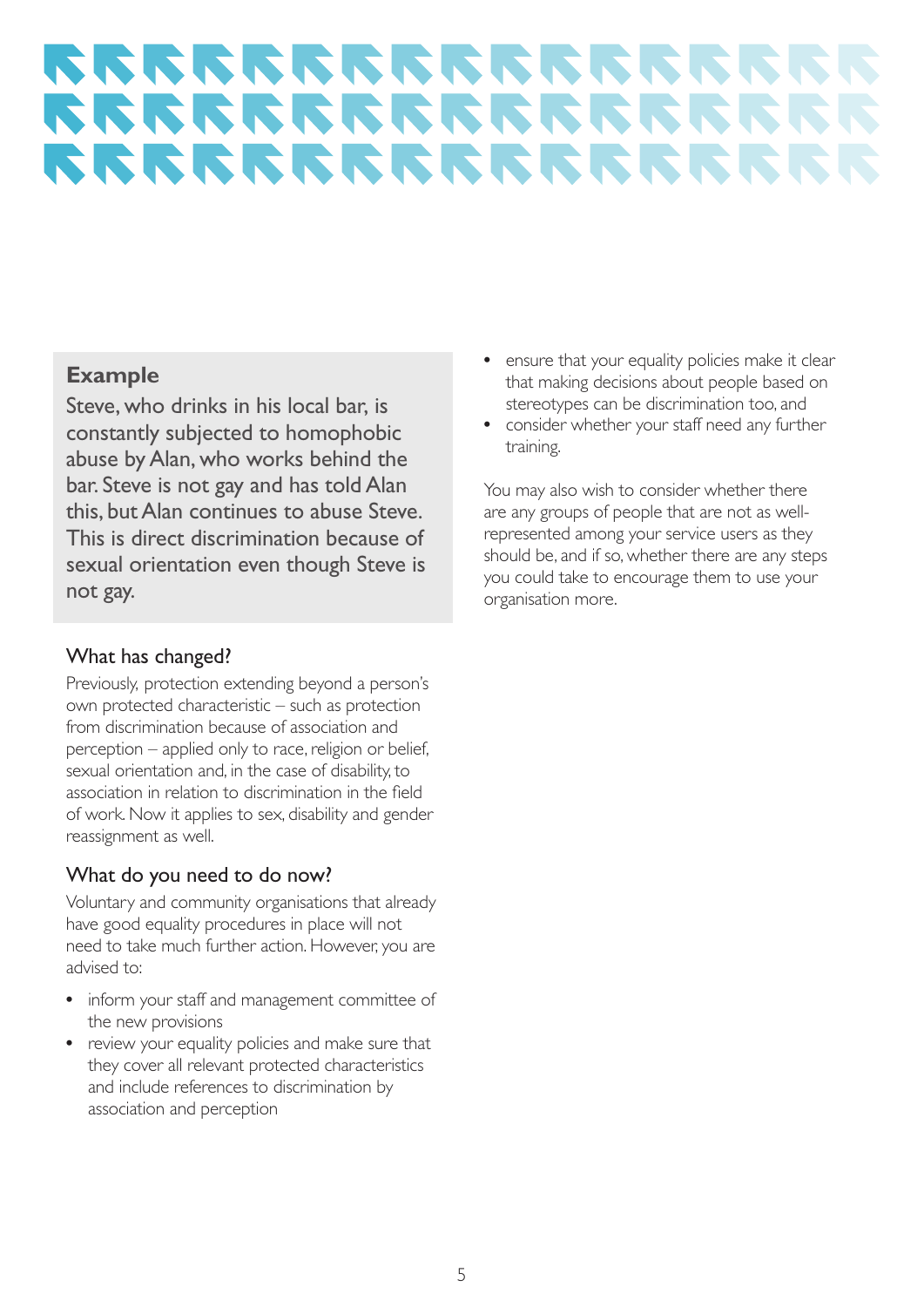**Example**

Steve, who drinks in his local bar, is constantly subjected to homophobic abuse by Alan, who works behind the bar. Steve is not gay and has told Alan this, but Alan continues to abuse Steve. This is direct discrimination because of sexual orientation even though Steve is not gay.

### What has changed?

Previously, protection extending beyond a person's own protected characteristic – such as protection from discrimination because of association and perception – applied only to race, religion or belief, sexual orientation and, in the case of disability, to association in relation to discrimination in the field of work. Now it applies to sex, disability and gender reassignment as well.

### What do you need to do now?

Voluntary and community organisations that already have good equality procedures in place will not need to take much further action. However, you are advised to:

- inform your staff and management committee of the new provisions
- review your equality policies and make sure that they cover all relevant protected characteristics and include references to discrimination by association and perception
- ensure that your equality policies make it clear that making decisions about people based on stereotypes can be discrimination too, and
- consider whether your staff need any further training.

You may also wish to consider whether there are any groups of people that are not as well-represented among your service users as they should be, and if so, whether there are any steps you could take to encourage them to use your organisation more.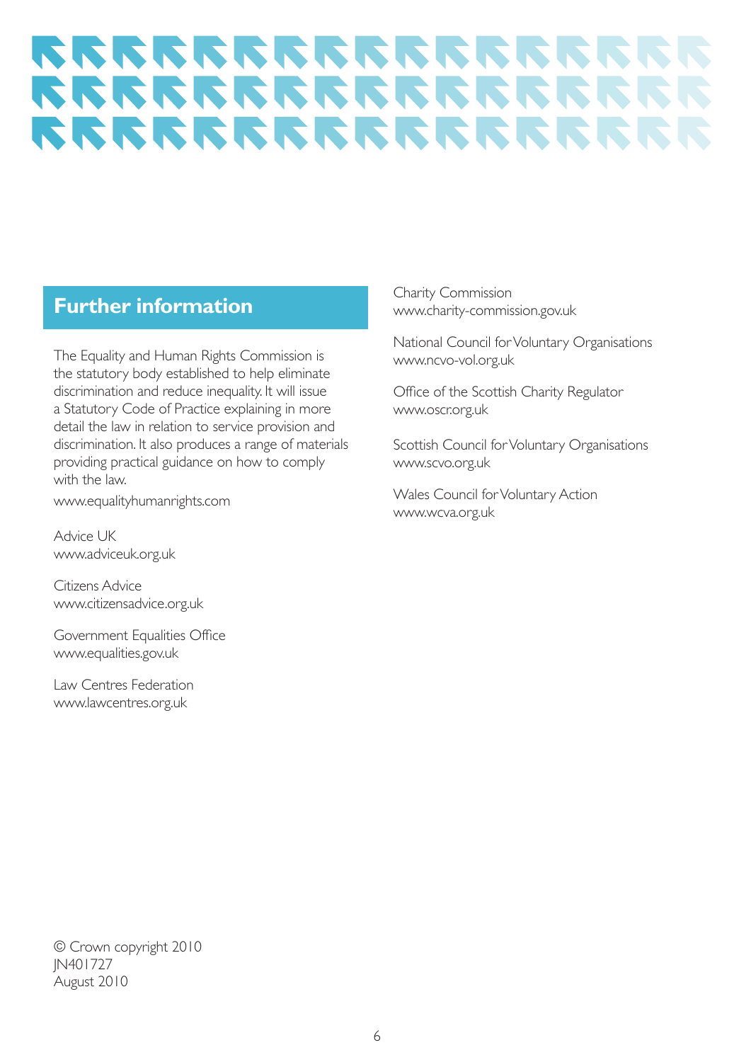## Further information

The Equality and Human Rights Commission is the statutory body established to help eliminate discrimination and reduce inequality. It will issue a Statutory Code of Practice explaining in more detail the law in relation to service provision and discrimination. It also produces a range of materials providing practical guidance on how to comply with the law.

www.equalityhumanrights.com

Advice UK
www.adviceuk.org.uk

Citizens Advice
www.citizensadvice.org.uk

Government Equalities Office
www.equalities.gov.uk

Law Centres Federation
www.lawcentres.org.uk

Charity Commission
www.charity-commission.gov.uk

National Council for Voluntary Organisations
www.ncvo-vol.org.uk

Office of the Scottish Charity Regulator
www.oscr.org.uk

Scottish Council for Voluntary Organisations
www.scvo.org.uk

Wales Council for Voluntary Action
www.wcva.org.uk

© Crown copyright 2010
JN401727
August 2010